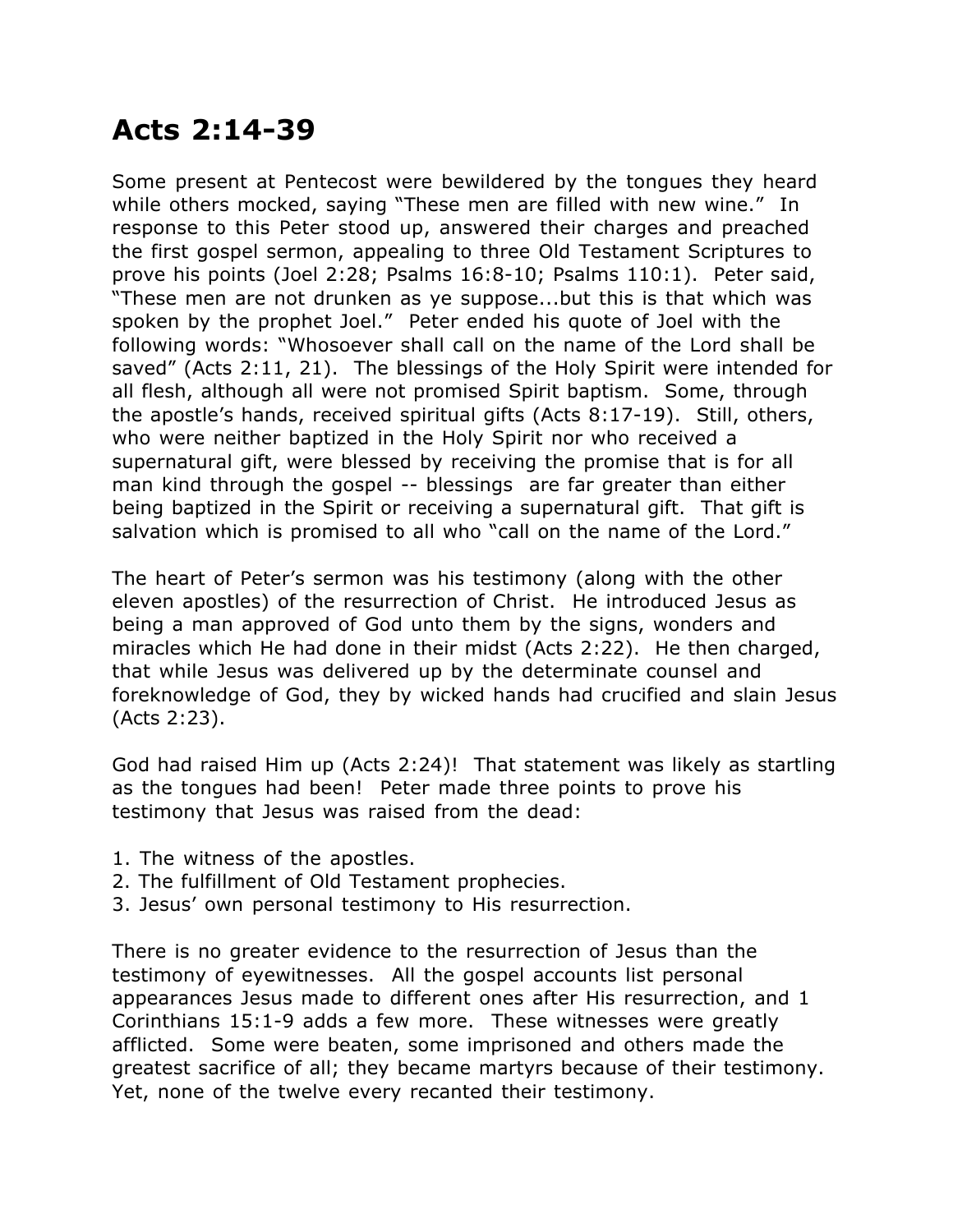# Acts 2:14-39

Some present at Pentecost were bewildered by the tongues they heard while others mocked, saying "These men are filled with new wine." In response to this Peter stood up, answered their charges and preached the first gospel sermon, appealing to three Old Testament Scriptures to prove his points (Joel 2:28; Psalms 16:8-10; Psalms 110:1). Peter said, "These men are not drunken as ye suppose...but this is that which was spoken by the prophet Joel." Peter ended his quote of Joel with the following words: "Whosoever shall call on the name of the Lord shall be saved" (Acts 2:11, 21). The blessings of the Holy Spirit were intended for all flesh, although all were not promised Spirit baptism. Some, through the apostle's hands, received spiritual gifts (Acts 8:17-19). Still, others, who were neither baptized in the Holy Spirit nor who received a supernatural gift, were blessed by receiving the promise that is for all man kind through the gospel -- blessings are far greater than either being baptized in the Spirit or receiving a supernatural gift. That gift is salvation which is promised to all who "call on the name of the Lord."

The heart of Peter's sermon was his testimony (along with the other eleven apostles) of the resurrection of Christ. He introduced Jesus as being a man approved of God unto them by the signs, wonders and miracles which He had done in their midst (Acts 2:22). He then charged, that while Jesus was delivered up by the determinate counsel and foreknowledge of God, they by wicked hands had crucified and slain Jesus (Acts 2:23).

God had raised Him up (Acts 2:24)! That statement was likely as startling as the tongues had been! Peter made three points to prove his testimony that Jesus was raised from the dead:

1. The witness of the apostles.
2. The fulfillment of Old Testament prophecies.
3. Jesus' own personal testimony to His resurrection.

There is no greater evidence to the resurrection of Jesus than the testimony of eyewitnesses. All the gospel accounts list personal appearances Jesus made to different ones after His resurrection, and 1 Corinthians 15:1-9 adds a few more. These witnesses were greatly afflicted. Some were beaten, some imprisoned and others made the greatest sacrifice of all; they became martyrs because of their testimony. Yet, none of the twelve every recanted their testimony.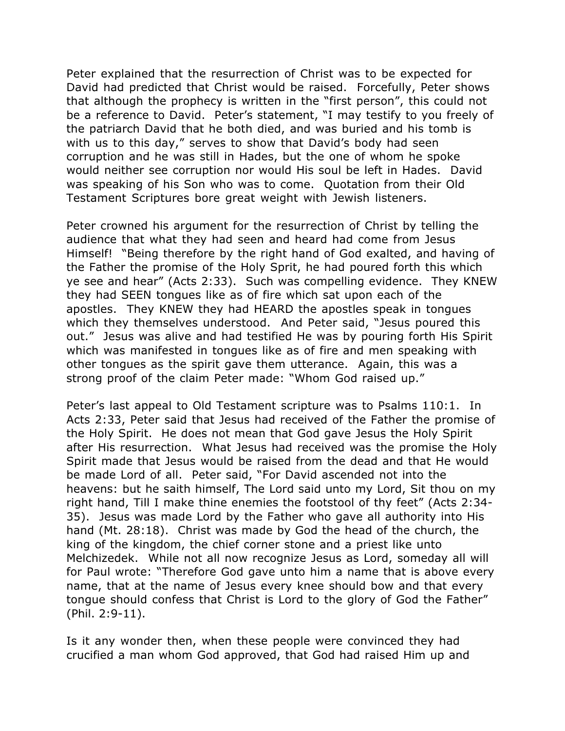Peter explained that the resurrection of Christ was to be expected for David had predicted that Christ would be raised. Forcefully, Peter shows that although the prophecy is written in the "first person", this could not be a reference to David. Peter's statement, "I may testify to you freely of the patriarch David that he both died, and was buried and his tomb is with us to this day," serves to show that David's body had seen corruption and he was still in Hades, but the one of whom he spoke would neither see corruption nor would His soul be left in Hades. David was speaking of his Son who was to come. Quotation from their Old Testament Scriptures bore great weight with Jewish listeners.

Peter crowned his argument for the resurrection of Christ by telling the audience that what they had seen and heard had come from Jesus Himself! "Being therefore by the right hand of God exalted, and having of the Father the promise of the Holy Sprit, he had poured forth this which ye see and hear" (Acts 2:33). Such was compelling evidence. They KNEW they had SEEN tongues like as of fire which sat upon each of the apostles. They KNEW they had HEARD the apostles speak in tongues which they themselves understood. And Peter said, "Jesus poured this out." Jesus was alive and had testified He was by pouring forth His Spirit which was manifested in tongues like as of fire and men speaking with other tongues as the spirit gave them utterance. Again, this was a strong proof of the claim Peter made: "Whom God raised up."

Peter's last appeal to Old Testament scripture was to Psalms 110:1. In Acts 2:33, Peter said that Jesus had received of the Father the promise of the Holy Spirit. He does not mean that God gave Jesus the Holy Spirit after His resurrection. What Jesus had received was the promise the Holy Spirit made that Jesus would be raised from the dead and that He would be made Lord of all. Peter said, "For David ascended not into the heavens: but he saith himself, The Lord said unto my Lord, Sit thou on my right hand, Till I make thine enemies the footstool of thy feet" (Acts 2:34-35). Jesus was made Lord by the Father who gave all authority into His hand (Mt. 28:18). Christ was made by God the head of the church, the king of the kingdom, the chief corner stone and a priest like unto Melchizedek. While not all now recognize Jesus as Lord, someday all will for Paul wrote: "Therefore God gave unto him a name that is above every name, that at the name of Jesus every knee should bow and that every tongue should confess that Christ is Lord to the glory of God the Father" (Phil. 2:9-11).

Is it any wonder then, when these people were convinced they had crucified a man whom God approved, that God had raised Him up and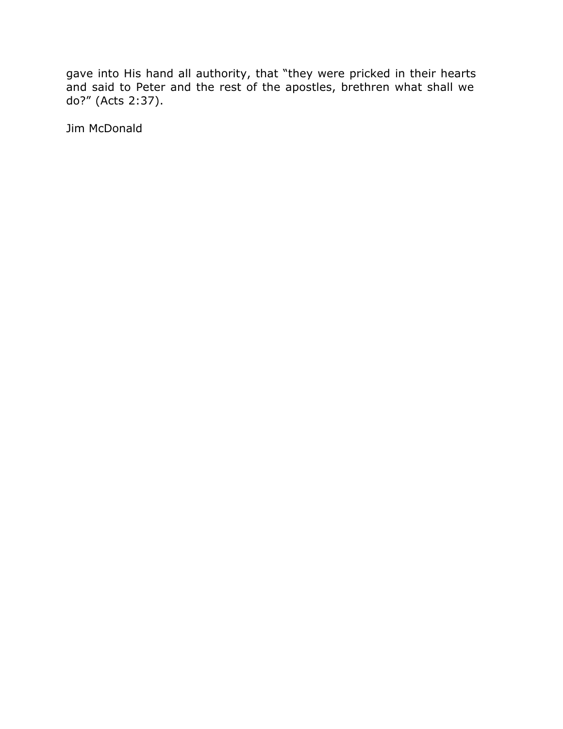gave into His hand all authority, that "they were pricked in their hearts and said to Peter and the rest of the apostles, brethren what shall we do?" (Acts 2:37).

Jim McDonald